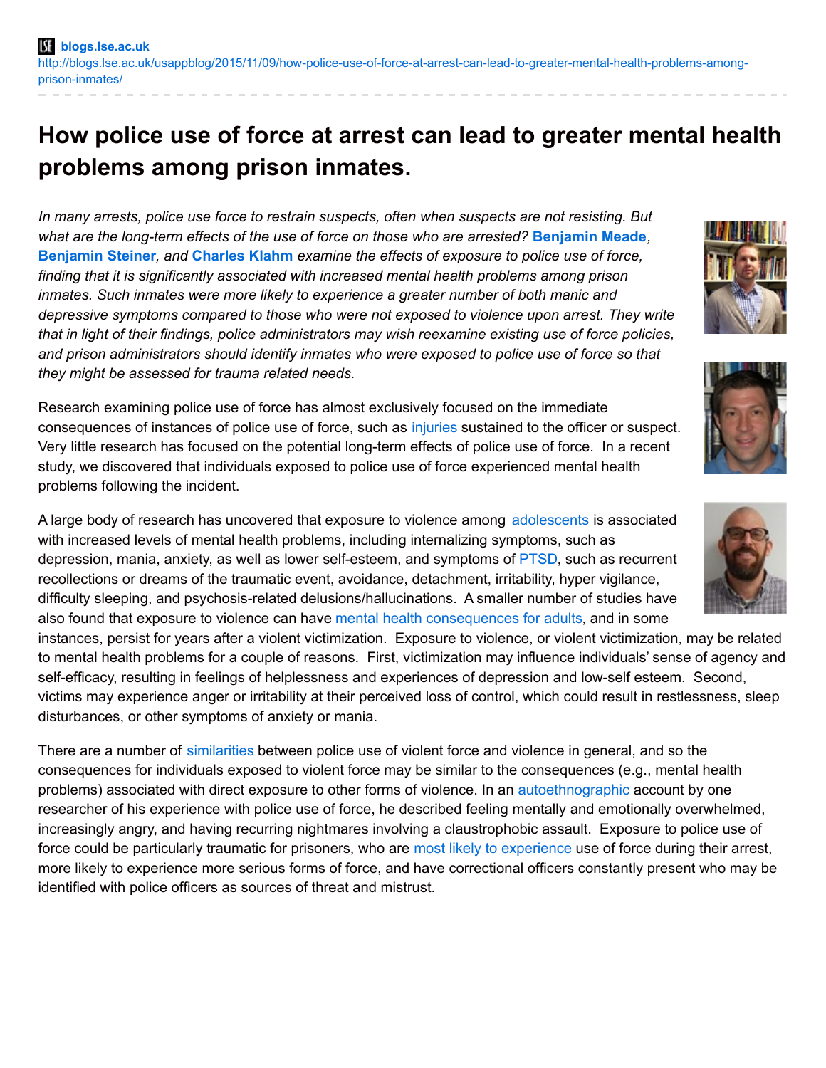**blogs.lse.ac.uk**
http://blogs.lse.ac.uk/usappblog/2015/11/09/how-police-use-of-force-at-arrest-can-lead-to-greater-mental-health-problems-among-prison-inmates/

# How police use of force at arrest can lead to greater mental health problems among prison inmates.

*In many arrests, police use force to restrain suspects, often when suspects are not resisting. But what are the long-term effects of the use of force on those who are arrested?* **Benjamin Meade**, **Benjamin Steiner**, *and* **Charles Klahm** *examine the effects of exposure to police use of force, finding that it is significantly associated with increased mental health problems among prison inmates. Such inmates were more likely to experience a greater number of both manic and depressive symptoms compared to those who were not exposed to violence upon arrest. They write that in light of their findings, police administrators may wish reexamine existing use of force policies, and prison administrators should identify inmates who were exposed to police use of force so that they might be assessed for trauma related needs.*

Research examining police use of force has almost exclusively focused on the immediate consequences of instances of police use of force, such as injuries sustained to the officer or suspect. Very little research has focused on the potential long-term effects of police use of force. In a recent study, we discovered that individuals exposed to police use of force experienced mental health problems following the incident.

A large body of research has uncovered that exposure to violence among adolescents is associated with increased levels of mental health problems, including internalizing symptoms, such as depression, mania, anxiety, as well as lower self-esteem, and symptoms of PTSD, such as recurrent recollections or dreams of the traumatic event, avoidance, detachment, irritability, hyper vigilance, difficulty sleeping, and psychosis-related delusions/hallucinations. A smaller number of studies have also found that exposure to violence can have mental health consequences for adults, and in some instances, persist for years after a violent victimization. Exposure to violence, or violent victimization, may be related to mental health problems for a couple of reasons. First, victimization may influence individuals' sense of agency and self-efficacy, resulting in feelings of helplessness and experiences of depression and low-self esteem. Second, victims may experience anger or irritability at their perceived loss of control, which could result in restlessness, sleep disturbances, or other symptoms of anxiety or mania.

There are a number of similarities between police use of violent force and violence in general, and so the consequences for individuals exposed to violent force may be similar to the consequences (e.g., mental health problems) associated with direct exposure to other forms of violence. In an autoethnographic account by one researcher of his experience with police use of force, he described feeling mentally and emotionally overwhelmed, increasingly angry, and having recurring nightmares involving a claustrophobic assault. Exposure to police use of force could be particularly traumatic for prisoners, who are most likely to experience use of force during their arrest, more likely to experience more serious forms of force, and have correctional officers constantly present who may be identified with police officers as sources of threat and mistrust.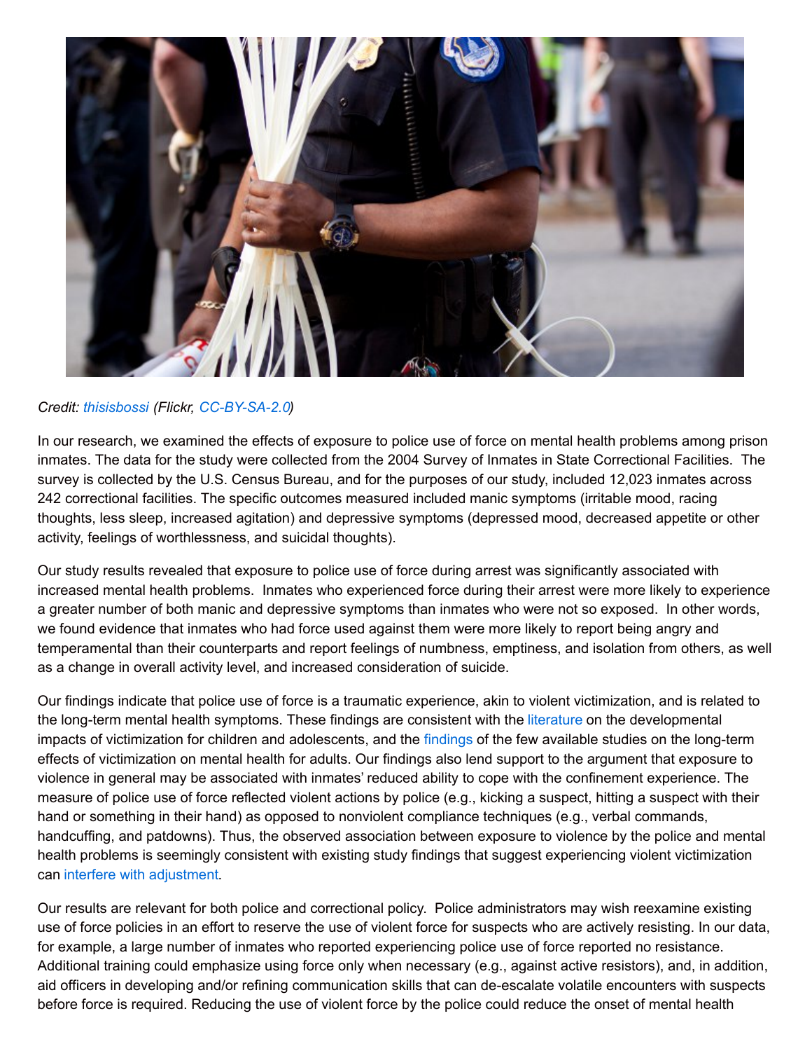*Credit: thisisbossi (Flickr, CC-BY-SA-2.0)*

In our research, we examined the effects of exposure to police use of force on mental health problems among prison inmates. The data for the study were collected from the 2004 Survey of Inmates in State Correctional Facilities. The survey is collected by the U.S. Census Bureau, and for the purposes of our study, included 12,023 inmates across 242 correctional facilities. The specific outcomes measured included manic symptoms (irritable mood, racing thoughts, less sleep, increased agitation) and depressive symptoms (depressed mood, decreased appetite or other activity, feelings of worthlessness, and suicidal thoughts).

Our study results revealed that exposure to police use of force during arrest was significantly associated with increased mental health problems. Inmates who experienced force during their arrest were more likely to experience a greater number of both manic and depressive symptoms than inmates who were not so exposed. In other words, we found evidence that inmates who had force used against them were more likely to report being angry and temperamental than their counterparts and report feelings of numbness, emptiness, and isolation from others, as well as a change in overall activity level, and increased consideration of suicide.

Our findings indicate that police use of force is a traumatic experience, akin to violent victimization, and is related to the long-term mental health symptoms. These findings are consistent with the literature on the developmental impacts of victimization for children and adolescents, and the findings of the few available studies on the long-term effects of victimization on mental health for adults. Our findings also lend support to the argument that exposure to violence in general may be associated with inmates' reduced ability to cope with the confinement experience. The measure of police use of force reflected violent actions by police (e.g., kicking a suspect, hitting a suspect with their hand or something in their hand) as opposed to nonviolent compliance techniques (e.g., verbal commands, handcuffing, and patdowns). Thus, the observed association between exposure to violence by the police and mental health problems is seemingly consistent with existing study findings that suggest experiencing violent victimization can interfere with adjustment.

Our results are relevant for both police and correctional policy. Police administrators may wish reexamine existing use of force policies in an effort to reserve the use of violent force for suspects who are actively resisting. In our data, for example, a large number of inmates who reported experiencing police use of force reported no resistance. Additional training could emphasize using force only when necessary (e.g., against active resistors), and, in addition, aid officers in developing and/or refining communication skills that can de-escalate volatile encounters with suspects before force is required. Reducing the use of violent force by the police could reduce the onset of mental health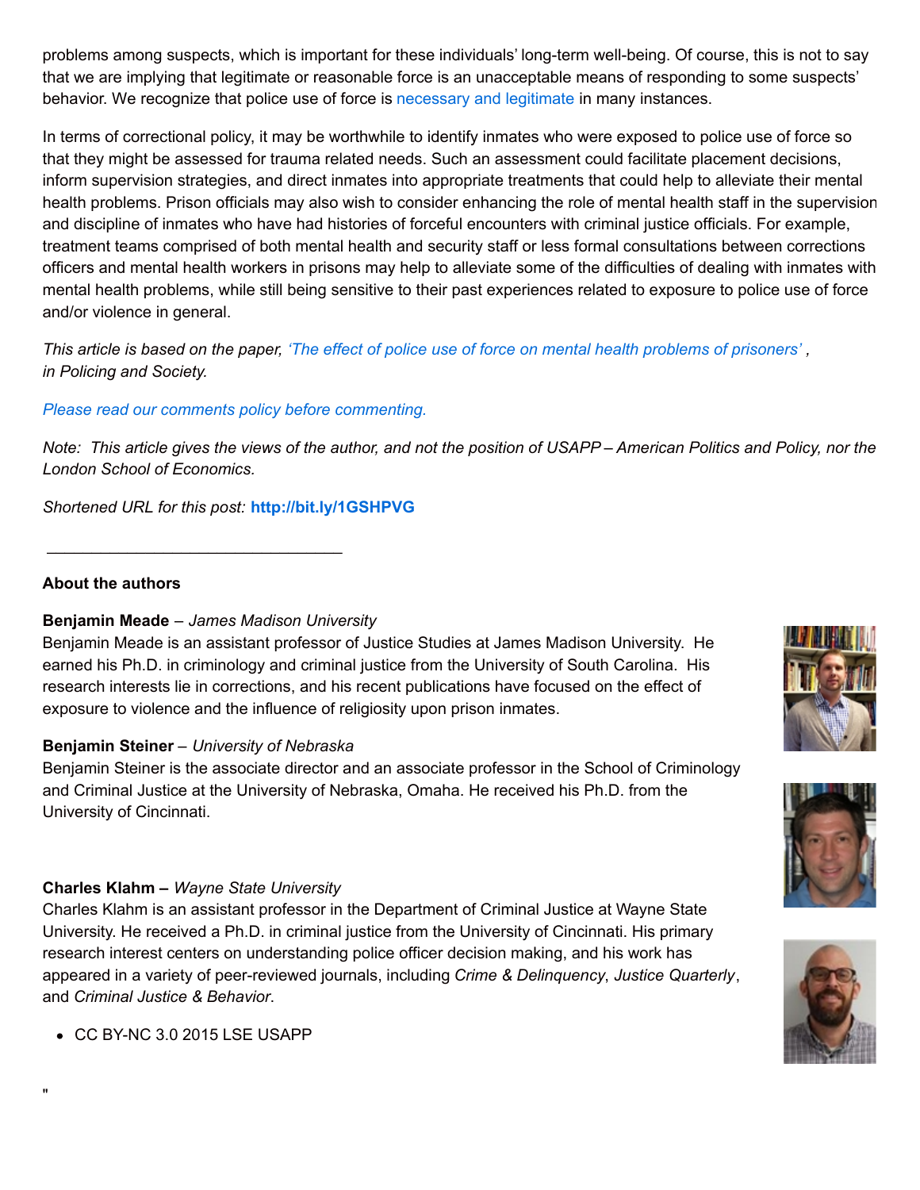problems among suspects, which is important for these individuals' long-term well-being. Of course, this is not to say that we are implying that legitimate or reasonable force is an unacceptable means of responding to some suspects' behavior. We recognize that police use of force is necessary and legitimate in many instances.

In terms of correctional policy, it may be worthwhile to identify inmates who were exposed to police use of force so that they might be assessed for trauma related needs. Such an assessment could facilitate placement decisions, inform supervision strategies, and direct inmates into appropriate treatments that could help to alleviate their mental health problems. Prison officials may also wish to consider enhancing the role of mental health staff in the supervision and discipline of inmates who have had histories of forceful encounters with criminal justice officials. For example, treatment teams comprised of both mental health and security staff or less formal consultations between corrections officers and mental health workers in prisons may help to alleviate some of the difficulties of dealing with inmates with mental health problems, while still being sensitive to their past experiences related to exposure to police use of force and/or violence in general.

*This article is based on the paper, 'The effect of police use of force on mental health problems of prisoners' , in Policing and Society.*

*Please read our comments policy before commenting.*

*Note: This article gives the views of the author, and not the position of USAPP – American Politics and Policy, nor the London School of Economics.*

*Shortened URL for this post:* **http://bit.ly/1GSHPVG**

---

**About the authors**

**Benjamin Meade** – *James Madison University*
Benjamin Meade is an assistant professor of Justice Studies at James Madison University. He earned his Ph.D. in criminology and criminal justice from the University of South Carolina. His research interests lie in corrections, and his recent publications have focused on the effect of exposure to violence and the influence of religiosity upon prison inmates.

**Benjamin Steiner** – *University of Nebraska*
Benjamin Steiner is the associate director and an associate professor in the School of Criminology and Criminal Justice at the University of Nebraska, Omaha. He received his Ph.D. from the University of Cincinnati.

**Charles Klahm –** *Wayne State University*
Charles Klahm is an assistant professor in the Department of Criminal Justice at Wayne State University. He received a Ph.D. in criminal justice from the University of Cincinnati. His primary research interest centers on understanding police officer decision making, and his work has appeared in a variety of peer-reviewed journals, including *Crime & Delinquency*, *Justice Quarterly*, and *Criminal Justice & Behavior*.

- CC BY-NC 3.0 2015 LSE USAPP

"